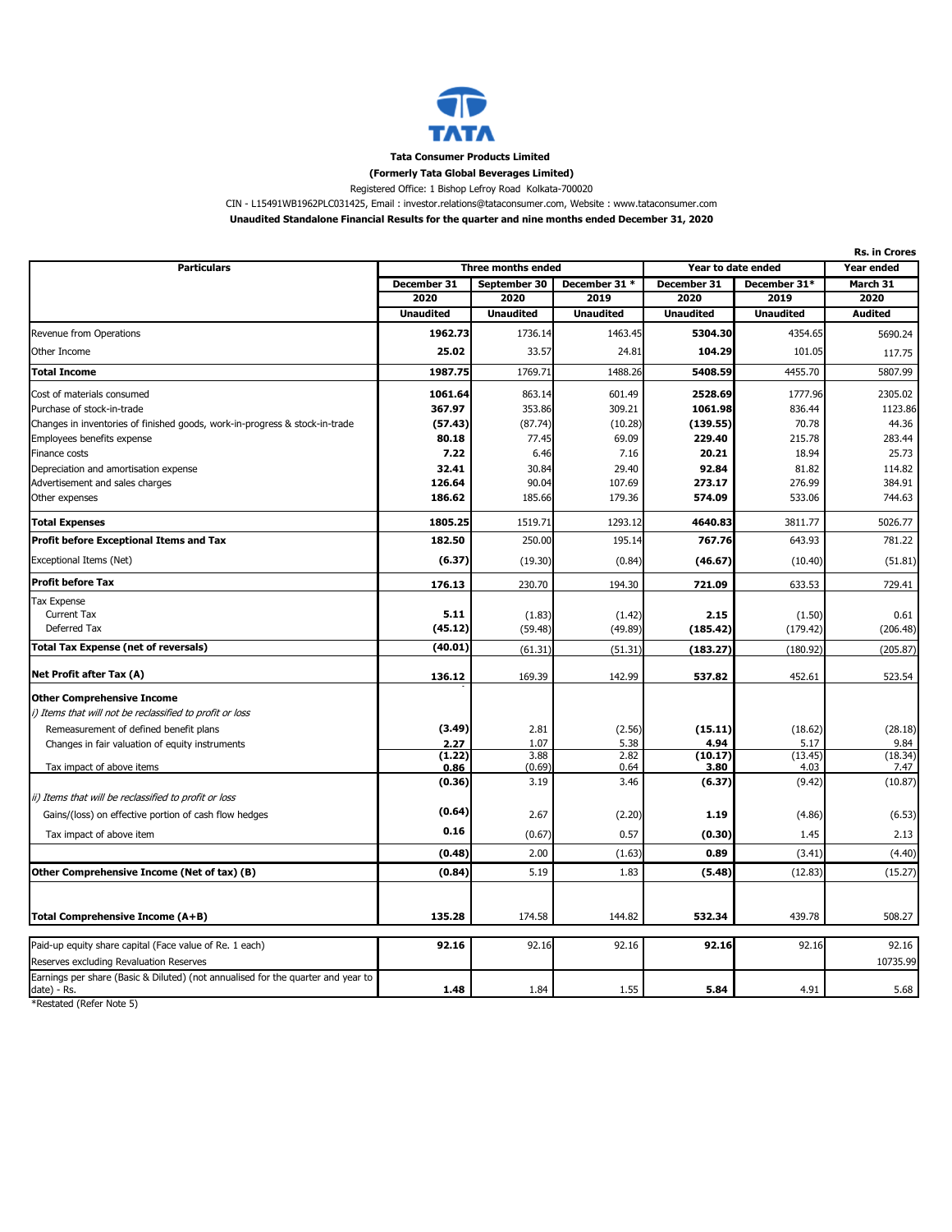**Tata Consumer Products Limited**

**(Formerly Tata Global Beverages Limited)**

Registered Office: 1 Bishop Lefroy Road Kolkata-700020

CIN - L15491WB1962PLC031425, Email : investor.relations@tataconsumer.com, Website : www.tataconsumer.com

**Unaudited Standalone Financial Results for the quarter and nine months ended December 31, 2020**

**Rs. in Crores**

| Particulars | Three months ended | | | Year to date ended | | Year ended |
|---|---|---|---|---|---|---|
| | December 31 2020 | September 30 2020 | December 31 * 2019 | December 31 2020 | December 31* 2019 | March 31 2020 |
| | Unaudited | Unaudited | Unaudited | Unaudited | Unaudited | Audited |
| Revenue from Operations | **1962.73** | 1736.14 | 1463.45 | **5304.30** | 4354.65 | 5690.24 |
| Other Income | **25.02** | 33.57 | 24.81 | **104.29** | 101.05 | 117.75 |
| **Total Income** | **1987.75** | 1769.71 | 1488.26 | **5408.59** | 4455.70 | 5807.99 |
| Cost of materials consumed | **1061.64** | 863.14 | 601.49 | **2528.69** | 1777.96 | 2305.02 |
| Purchase of stock-in-trade | **367.97** | 353.86 | 309.21 | **1061.98** | 836.44 | 1123.86 |
| Changes in inventories of finished goods, work-in-progress & stock-in-trade | **(57.43)** | (87.74) | (10.28) | **(139.55)** | 70.78 | 44.36 |
| Employees benefits expense | **80.18** | 77.45 | 69.09 | **229.40** | 215.78 | 283.44 |
| Finance costs | **7.22** | 6.46 | 7.16 | **20.21** | 18.94 | 25.73 |
| Depreciation and amortisation expense | **32.41** | 30.84 | 29.40 | **92.84** | 81.82 | 114.82 |
| Advertisement and sales charges | **126.64** | 90.04 | 107.69 | **273.17** | 276.99 | 384.91 |
| Other expenses | **186.62** | 185.66 | 179.36 | **574.09** | 533.06 | 744.63 |
| **Total Expenses** | 1805.25 | 1519.71 | 1293.12 | 4640.83 | 3811.77 | 5026.77 |
| **Profit before Exceptional Items and Tax** | 182.50 | 250.00 | 195.14 | 767.76 | 643.93 | 781.22 |
| Exceptional Items (Net) | **(6.37)** | (19.30) | (0.84) | **(46.67)** | (10.40) | (51.81) |
| **Profit before Tax** | 176.13 | 230.70 | 194.30 | 721.09 | 633.53 | 729.41 |
| Tax Expense | | | | | | |
| Current Tax | **5.11** | (1.83) | (1.42) | **2.15** | (1.50) | 0.61 |
| Deferred Tax | **(45.12)** | (59.48) | (49.89) | **(185.42)** | (179.42) | (206.48) |
| **Total Tax Expense (net of reversals)** | **(40.01)** | (61.31) | (51.31) | **(183.27)** | (180.92) | (205.87) |
| **Net Profit after Tax (A)** | **136.12** | 169.39 | 142.99 | **537.82** | 452.61 | 523.54 |
| **Other Comprehensive Income** | | | | | | |
| *i) Items that will not be reclassified to profit or loss* | | | | | | |
| Remeasurement of defined benefit plans | **(3.49)** | 2.81 | (2.56) | **(15.11)** | (18.62) | (28.18) |
| Changes in fair valuation of equity instruments | **2.27** | 1.07 | 5.38 | **4.94** | 5.17 | 9.84 |
| | **(1.22)** | 3.88 | 2.82 | **(10.17)** | (13.45) | (18.34) |
| Tax impact of above items | **0.86** | (0.69) | 0.64 | **3.80** | 4.03 | 7.47 |
| | **(0.36)** | 3.19 | 3.46 | **(6.37)** | (9.42) | (10.87) |
| *ii) Items that will be reclassified to profit or loss* | | | | | | |
| Gains/(loss) on effective portion of cash flow hedges | **(0.64)** | 2.67 | (2.20) | **1.19** | (4.86) | (6.53) |
| Tax impact of above item | **0.16** | (0.67) | 0.57 | **(0.30)** | 1.45 | 2.13 |
| | **(0.48)** | 2.00 | (1.63) | **0.89** | (3.41) | (4.40) |
| **Other Comprehensive Income (Net of tax) (B)** | **(0.84)** | 5.19 | 1.83 | **(5.48)** | (12.83) | (15.27) |
| **Total Comprehensive Income (A+B)** | **135.28** | 174.58 | 144.82 | **532.34** | 439.78 | 508.27 |
| Paid-up equity share capital (Face value of Re. 1 each) | **92.16** | 92.16 | 92.16 | **92.16** | 92.16 | 92.16 |
| Reserves excluding Revaluation Reserves | | | | | | 10735.99 |
| Earnings per share (Basic & Diluted) (not annualised for the quarter and year to date) - Rs. | **1.48** | 1.84 | 1.55 | **5.84** | 4.91 | 5.68 |

*Restated (Refer Note 5)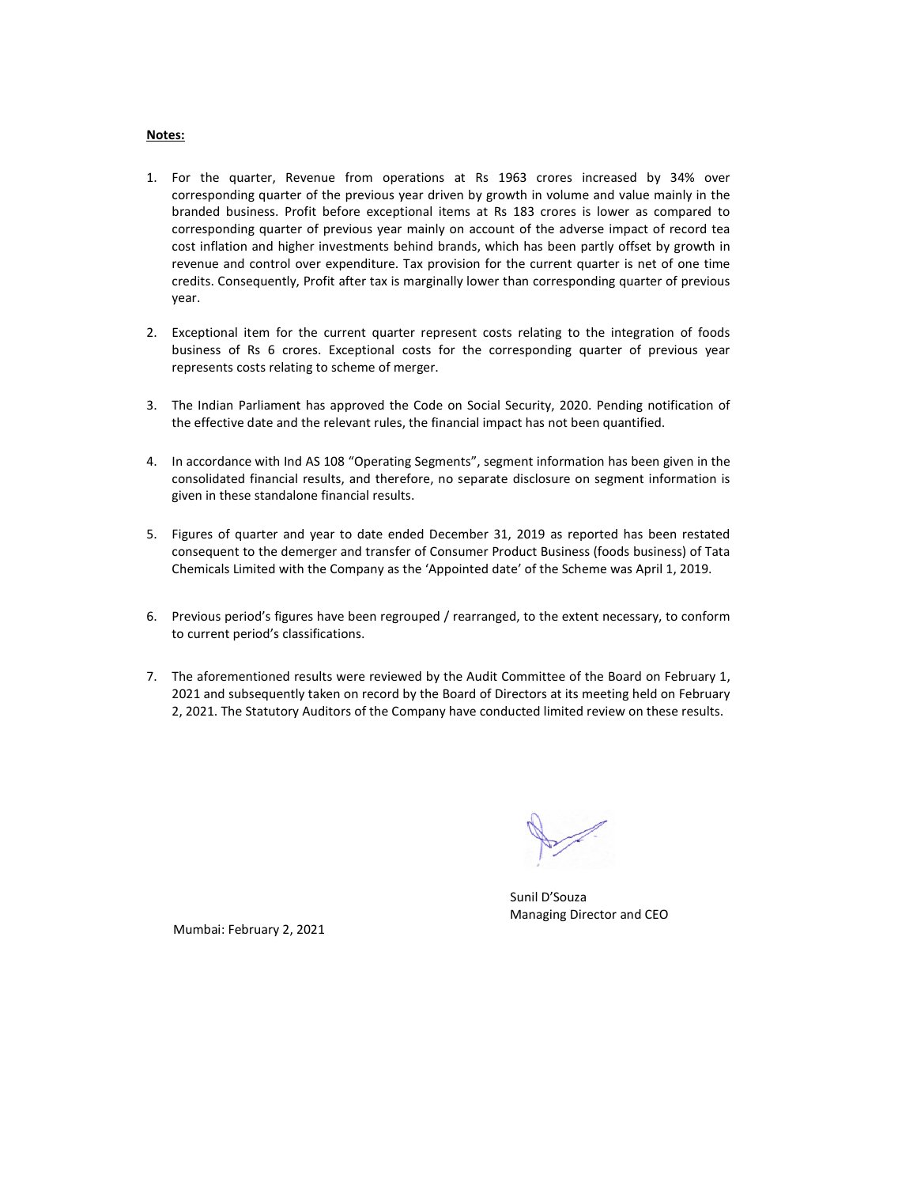**Notes:**

1. For the quarter, Revenue from operations at Rs 1963 crores increased by 34% over corresponding quarter of the previous year driven by growth in volume and value mainly in the branded business. Profit before exceptional items at Rs 183 crores is lower as compared to corresponding quarter of previous year mainly on account of the adverse impact of record tea cost inflation and higher investments behind brands, which has been partly offset by growth in revenue and control over expenditure. Tax provision for the current quarter is net of one time credits. Consequently, Profit after tax is marginally lower than corresponding quarter of previous year.

2. Exceptional item for the current quarter represent costs relating to the integration of foods business of Rs 6 crores. Exceptional costs for the corresponding quarter of previous year represents costs relating to scheme of merger.

3. The Indian Parliament has approved the Code on Social Security, 2020. Pending notification of the effective date and the relevant rules, the financial impact has not been quantified.

4. In accordance with Ind AS 108 "Operating Segments", segment information has been given in the consolidated financial results, and therefore, no separate disclosure on segment information is given in these standalone financial results.

5. Figures of quarter and year to date ended December 31, 2019 as reported has been restated consequent to the demerger and transfer of Consumer Product Business (foods business) of Tata Chemicals Limited with the Company as the 'Appointed date' of the Scheme was April 1, 2019.

6. Previous period's figures have been regrouped / rearranged, to the extent necessary, to conform to current period's classifications.

7. The aforementioned results were reviewed by the Audit Committee of the Board on February 1, 2021 and subsequently taken on record by the Board of Directors at its meeting held on February 2, 2021. The Statutory Auditors of the Company have conducted limited review on these results.

Sunil D'Souza
Managing Director and CEO

Mumbai: February 2, 2021